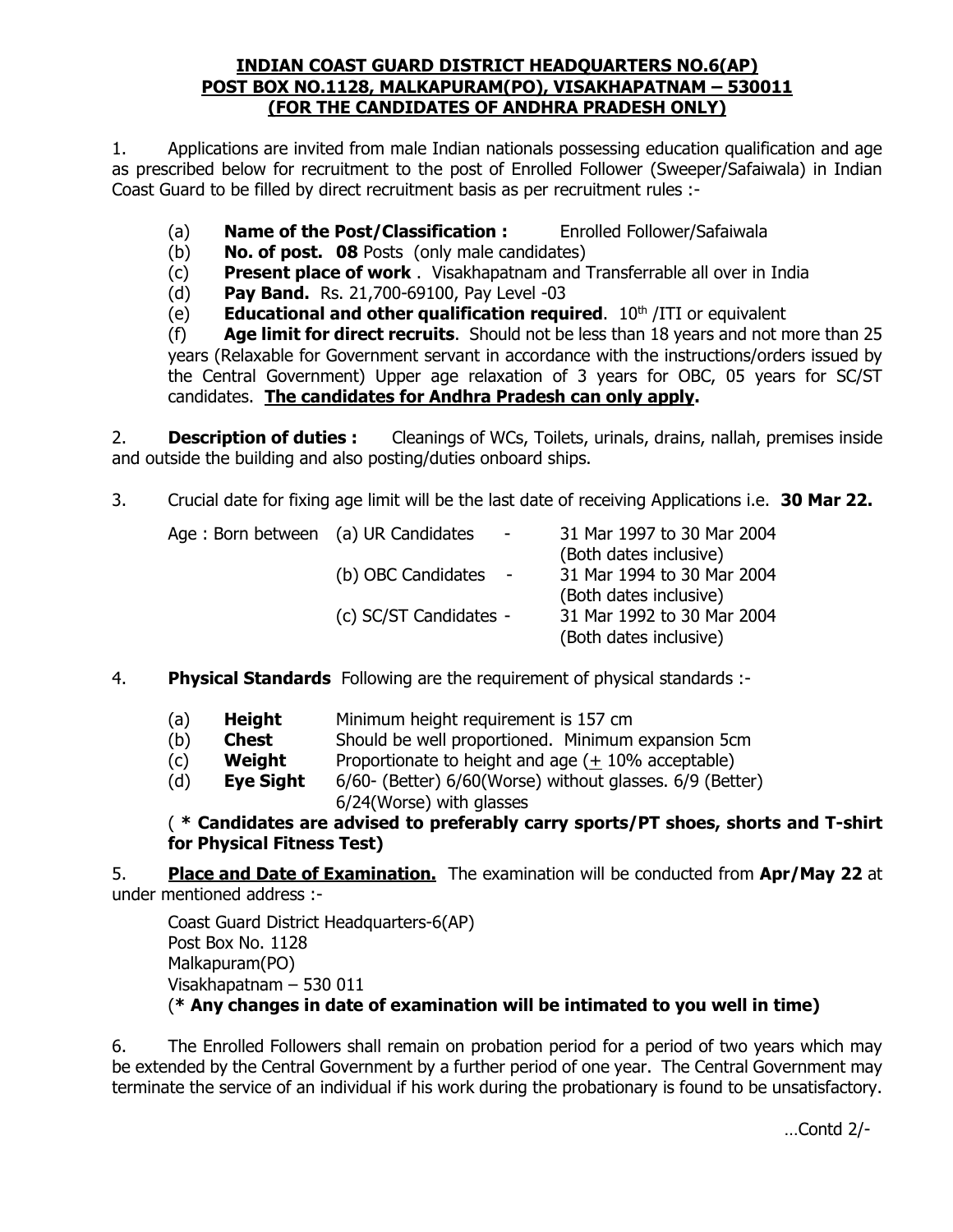**INDIAN COAST GUARD DISTRICT HEADQUARTERS NO.6(AP)**
**POST BOX NO.1128, MALKAPURAM(PO), VISAKHAPATNAM – 530011**
**(FOR THE CANDIDATES OF ANDHRA PRADESH ONLY)**

1. Applications are invited from male Indian nationals possessing education qualification and age as prescribed below for recruitment to the post of Enrolled Follower (Sweeper/Safaiwala) in Indian Coast Guard to be filled by direct recruitment basis as per recruitment rules :-

   (a) **Name of the Post/Classification :** Enrolled Follower/Safaiwala

   (b) **No. of post. 08** Posts (only male candidates)

   (c) **Present place of work** . Visakhapatnam and Transferrable all over in India

   (d) **Pay Band.** Rs. 21,700-69100, Pay Level -03

   (e) **Educational and other qualification required**. 10th /ITI or equivalent

   (f) **Age limit for direct recruits**. Should not be less than 18 years and not more than 25 years (Relaxable for Government servant in accordance with the instructions/orders issued by the Central Government) Upper age relaxation of 3 years for OBC, 05 years for SC/ST candidates. **The candidates for Andhra Pradesh can only apply.**

2. **Description of duties :** Cleanings of WCs, Toilets, urinals, drains, nallah, premises inside and outside the building and also posting/duties onboard ships.

3. Crucial date for fixing age limit will be the last date of receiving Applications i.e. **30 Mar 22.**

   Age : Born between
   - (a) UR Candidates - 31 Mar 1997 to 30 Mar 2004 (Both dates inclusive)
   - (b) OBC Candidates - 31 Mar 1994 to 30 Mar 2004 (Both dates inclusive)
   - (c) SC/ST Candidates - 31 Mar 1992 to 30 Mar 2004 (Both dates inclusive)

4. **Physical Standards** Following are the requirement of physical standards :-

   (a) **Height** Minimum height requirement is 157 cm

   (b) **Chest** Should be well proportioned. Minimum expansion 5cm

   (c) **Weight** Proportionate to height and age (± 10% acceptable)

   (d) **Eye Sight** 6/60- (Better) 6/60(Worse) without glasses. 6/9 (Better) 6/24(Worse) with glasses

   ( **\* Candidates are advised to preferably carry sports/PT shoes, shorts and T-shirt for Physical Fitness Test)**

5. **Place and Date of Examination.** The examination will be conducted from **Apr/May 22** at under mentioned address :-

   Coast Guard District Headquarters-6(AP)
   Post Box No. 1128
   Malkapuram(PO)
   Visakhapatnam – 530 011
   (**\* Any changes in date of examination will be intimated to you well in time)**

6. The Enrolled Followers shall remain on probation period for a period of two years which may be extended by the Central Government by a further period of one year. The Central Government may terminate the service of an individual if his work during the probationary is found to be unsatisfactory.

…Contd 2/-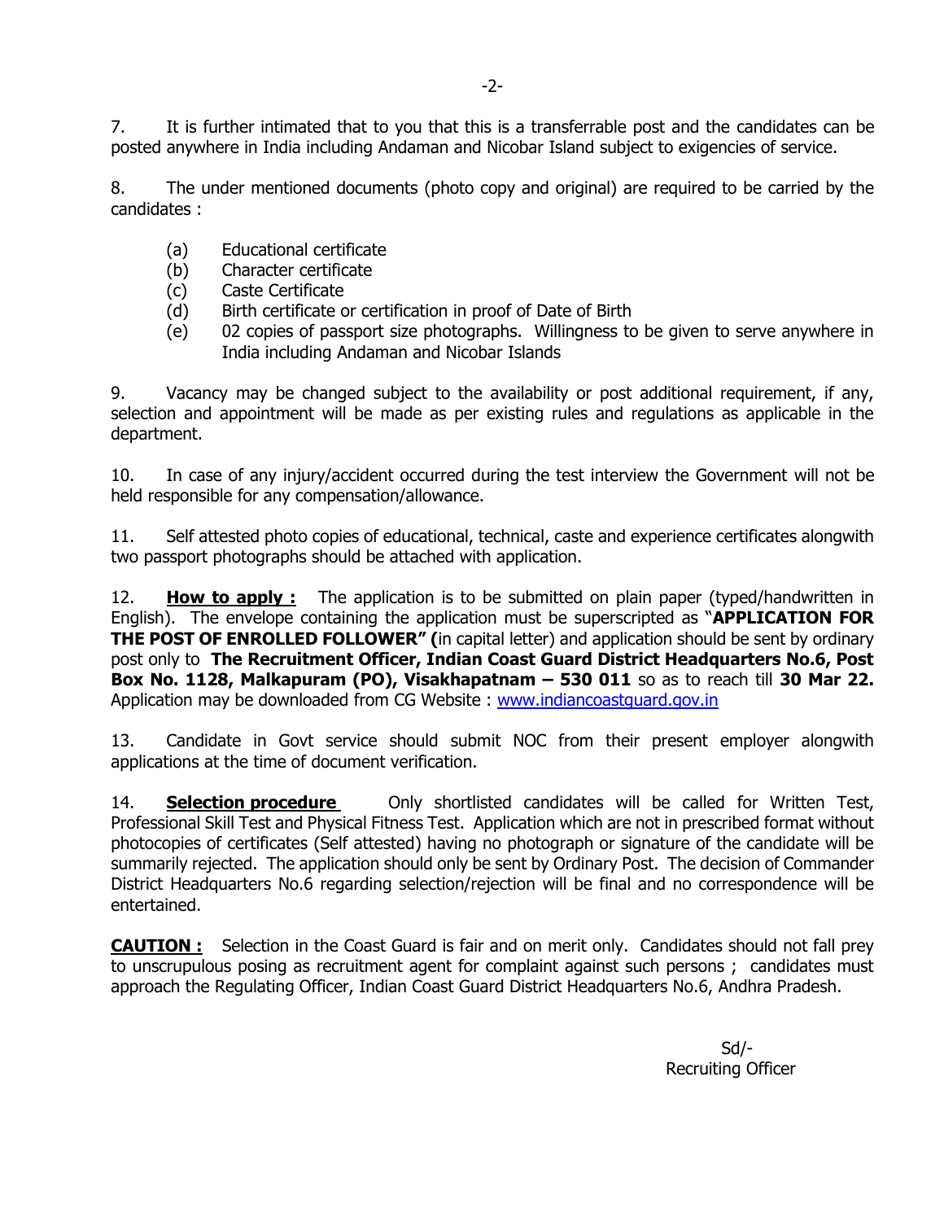7. It is further intimated that to you that this is a transferrable post and the candidates can be posted anywhere in India including Andaman and Nicobar Island subject to exigencies of service.

8. The under mentioned documents (photo copy and original) are required to be carried by the candidates :

(a) Educational certificate
(b) Character certificate
(c) Caste Certificate
(d) Birth certificate or certification in proof of Date of Birth
(e) 02 copies of passport size photographs. Willingness to be given to serve anywhere in India including Andaman and Nicobar Islands

9. Vacancy may be changed subject to the availability or post additional requirement, if any, selection and appointment will be made as per existing rules and regulations as applicable in the department.

10. In case of any injury/accident occurred during the test interview the Government will not be held responsible for any compensation/allowance.

11. Self attested photo copies of educational, technical, caste and experience certificates alongwith two passport photographs should be attached with application.

12. **How to apply :** The application is to be submitted on plain paper (typed/handwritten in English). The envelope containing the application must be superscripted as "**APPLICATION FOR THE POST OF ENROLLED FOLLOWER" (**in capital letter) and application should be sent by ordinary post only to **The Recruitment Officer, Indian Coast Guard District Headquarters No.6, Post Box No. 1128, Malkapuram (PO), Visakhapatnam – 530 011** so as to reach till **30 Mar 22.** Application may be downloaded from CG Website : www.indiancoastguard.gov.in

13. Candidate in Govt service should submit NOC from their present employer alongwith applications at the time of document verification.

14. **Selection procedure** Only shortlisted candidates will be called for Written Test, Professional Skill Test and Physical Fitness Test. Application which are not in prescribed format without photocopies of certificates (Self attested) having no photograph or signature of the candidate will be summarily rejected. The application should only be sent by Ordinary Post. The decision of Commander District Headquarters No.6 regarding selection/rejection will be final and no correspondence will be entertained.

**CAUTION :** Selection in the Coast Guard is fair and on merit only. Candidates should not fall prey to unscrupulous posing as recruitment agent for complaint against such persons ; candidates must approach the Regulating Officer, Indian Coast Guard District Headquarters No.6, Andhra Pradesh.

Sd/-
Recruiting Officer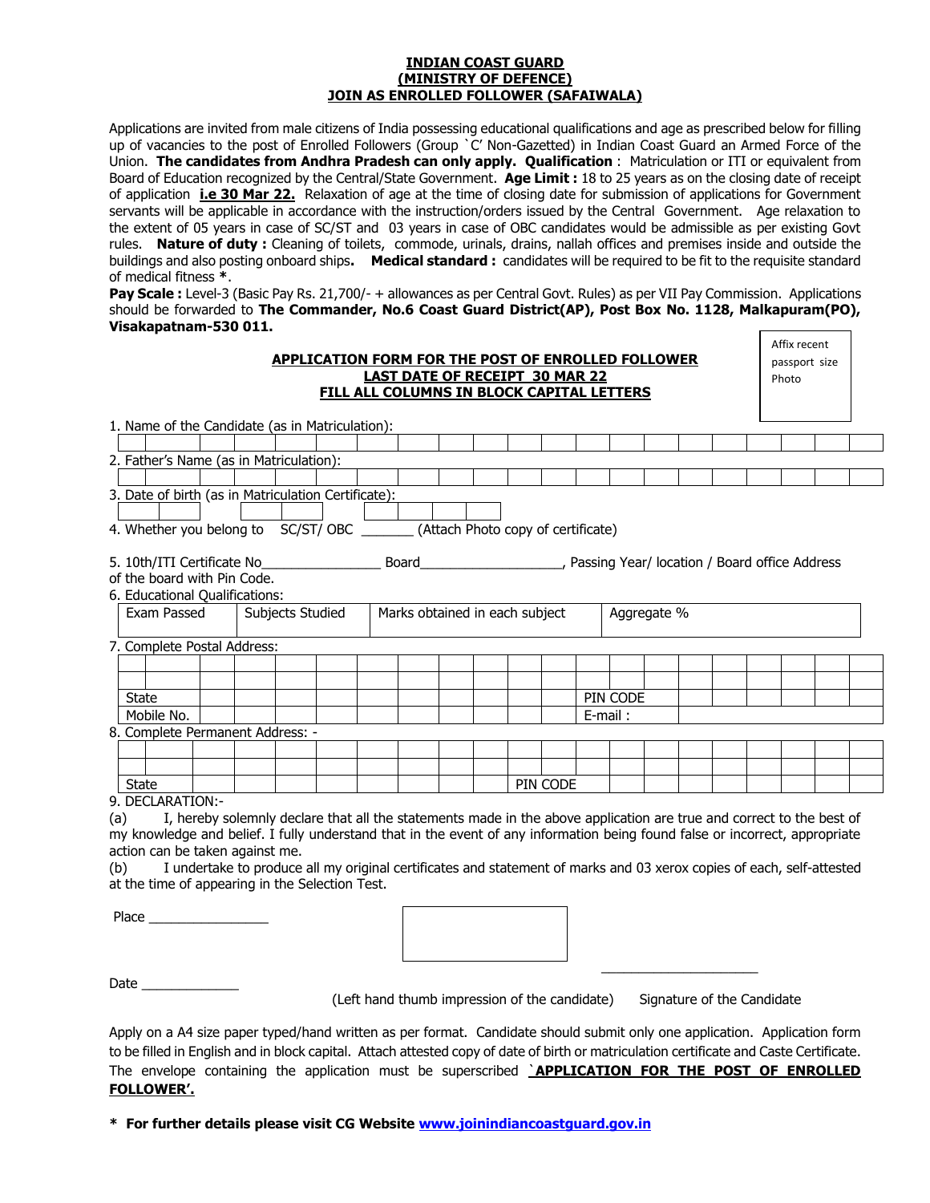# INDIAN COAST GUARD
## (MINISTRY OF DEFENCE)
## JOIN AS ENROLLED FOLLOWER (SAFAIWALA)

Applications are invited from male citizens of India possessing educational qualifications and age as prescribed below for filling up of vacancies to the post of Enrolled Followers (Group `C' Non-Gazetted) in Indian Coast Guard an Armed Force of the Union. **The candidates from Andhra Pradesh can only apply. Qualification** : Matriculation or ITI or equivalent from Board of Education recognized by the Central/State Government. **Age Limit :** 18 to 25 years as on the closing date of receipt of application **i.e 30 Mar 22.** Relaxation of age at the time of closing date for submission of applications for Government servants will be applicable in accordance with the instruction/orders issued by the Central Government. Age relaxation to the extent of 05 years in case of SC/ST and 03 years in case of OBC candidates would be admissible as per existing Govt rules. **Nature of duty :** Cleaning of toilets, commode, urinals, drains, nallah offices and premises inside and outside the buildings and also posting onboard ships**. Medical standard :** candidates will be required to be fit to the requisite standard of medical fitness *****.

**Pay Scale :** Level-3 (Basic Pay Rs. 21,700/- + allowances as per Central Govt. Rules) as per VII Pay Commission. Applications should be forwarded to **The Commander, No.6 Coast Guard District(AP), Post Box No. 1128, Malkapuram(PO), Visakapatnam-530 011.**

Affix recent passport size Photo

### APPLICATION FORM FOR THE POST OF ENROLLED FOLLOWER
### LAST DATE OF RECEIPT 30 MAR 22
### FILL ALL COLUMNS IN BLOCK CAPITAL LETTERS

1. Name of the Candidate (as in Matriculation):

2. Father's Name (as in Matriculation):

3. Date of birth (as in Matriculation Certificate):

4. Whether you belong to SC/ST/ OBC _______ (Attach Photo copy of certificate)

5. 10th/ITI Certificate No________________ Board___________________, Passing Year/ location / Board office Address of the board with Pin Code.

6. Educational Qualifications:

| Exam Passed | Subjects Studied | Marks obtained in each subject | Aggregate % |
|---|---|---|---|
| | | | |

7. Complete Postal Address:

| | | | |
|---|---|---|---|
| | | | |
| | | | |
| State | | PIN CODE | |
| Mobile No. | | E-mail : | |

8. Complete Permanent Address: -

| | | | |
|---|---|---|---|
| | | | |
| | | | |
| State | | PIN CODE | |

9. DECLARATION:-

(a) I, hereby solemnly declare that all the statements made in the above application are true and correct to the best of my knowledge and belief. I fully understand that in the event of any information being found false or incorrect, appropriate action can be taken against me.

(b) I undertake to produce all my original certificates and statement of marks and 03 xerox copies of each, self-attested at the time of appearing in the Selection Test.

Place ________________

Date _____________

(Left hand thumb impression of the candidate) Signature of the Candidate

Apply on a A4 size paper typed/hand written as per format. Candidate should submit only one application. Application form to be filled in English and in block capital. Attach attested copy of date of birth or matriculation certificate and Caste Certificate. The envelope containing the application must be superscribed **`APPLICATION FOR THE POST OF ENROLLED FOLLOWER'.**

**\* For further details please visit CG Website www.joinindiancoastguard.gov.in**